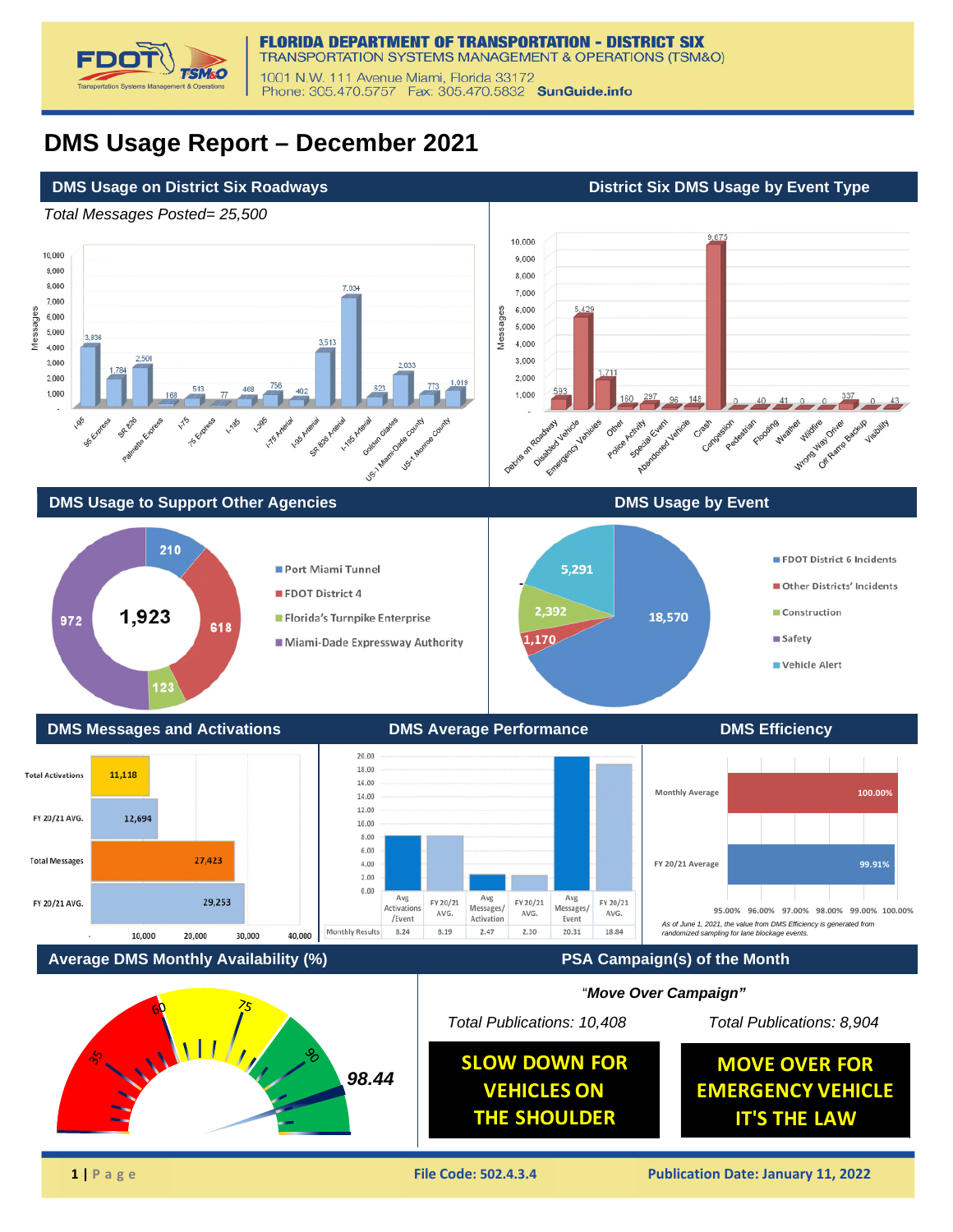**FLORIDA DEPARTMENT OF TRANSPORTATION - DISTRICT SIX**
TRANSPORTATION SYSTEMS MANAGEMENT & OPERATIONS (TSM&O)
1001 N.W. 111 Avenue Miami, Florida 33172
Phone: 305.470.5757 Fax: 305.470.5832 **SunGuide.info**

# DMS Usage Report – December 2021

## DMS Usage on District Six Roadways

*Total Messages Posted= 25,500*

| Roadway | Messages |
|---|---|
| I-95 | 3,836 |
| 95 Express | 1,784 |
| SR 826 | 2,501 |
| Palmetto Express | 168 |
| I-75 | 513 |
| 75 Express | 77 |
| I-195 | 468 |
| I-395 | 756 |
| I-75 Arterial | 402 |
| I-95 Arterial | 3,513 |
| SR 826 Arterial | 7,034 |
| I-195 Arterial | 623 |
| Golden Glades | 2,033 |
| US-1 Miami-Dade County | 773 |
| US-1 Monroe County | 1,019 |

## District Six DMS Usage by Event Type

| Event Type | Messages |
|---|---|
| Debris on Roadway | 593 |
| Disabled Vehicle | 5,429 |
| Emergency Vehicles | 1,711 |
| Other | 160 |
| Police Activity | 297 |
| Special Event | 96 |
| Abandoned Vehicle | 148 |
| Crash | 9,675 |
| Congestion | 0 |
| Pedestrian | 40 |
| Flooding | 41 |
| Weather | 0 |
| Wildfire | 0 |
| Wrong Way Driver | 337 |
| Off Ramp Backup | 0 |
| Visibility | 43 |

## DMS Usage to Support Other Agencies

Total: 1,923

| Agency | Messages |
|---|---|
| Port Miami Tunnel | 210 |
| FDOT District 4 | 618 |
| Florida's Turnpike Enterprise | 123 |
| Miami-Dade Expressway Authority | 972 |

## DMS Usage by Event

| Event | Messages |
|---|---|
| FDOT District 6 Incidents | 18,570 |
| Other Districts' Incidents | 1,170 |
| Construction | 2,392 |
| Safety | - |
| Vehicle Alert | 5,291 |

## DMS Messages and Activations

| | Value |
|---|---|
| Total Activations | 11,118 |
| FY 20/21 AVG. | 12,694 |
| Total Messages | 27,423 |
| FY 20/21 AVG. | 29,253 |

## DMS Average Performance

| | Avg Activations /Event | FY 20/21 AVG. | Avg Messages/ Activation | FY 20/21 AVG. | Avg Messages/ Event | FY 20/21 AVG. |
|---|---|---|---|---|---|---|
| Monthly Results | 8.24 | 8.19 | 2.47 | 2.30 | 20.31 | 18.84 |

## DMS Efficiency

| | Efficiency |
|---|---|
| Monthly Average | 100.00% |
| FY 20/21 Average | 99.91% |

*As of June 1, 2021, the value from DMS Efficiency is generated from randomized sampling for lane blockage events.*

## Average DMS Monthly Availability (%)

98.44

## PSA Campaign(s) of the Month

"*Move Over Campaign*"

*Total Publications: 10,408*

**SLOW DOWN FOR VEHICLES ON THE SHOULDER**

*Total Publications: 8,904*

**MOVE OVER FOR EMERGENCY VEHICLE IT'S THE LAW**

File Code: 502.4.3.4

Publication Date: January 11, 2022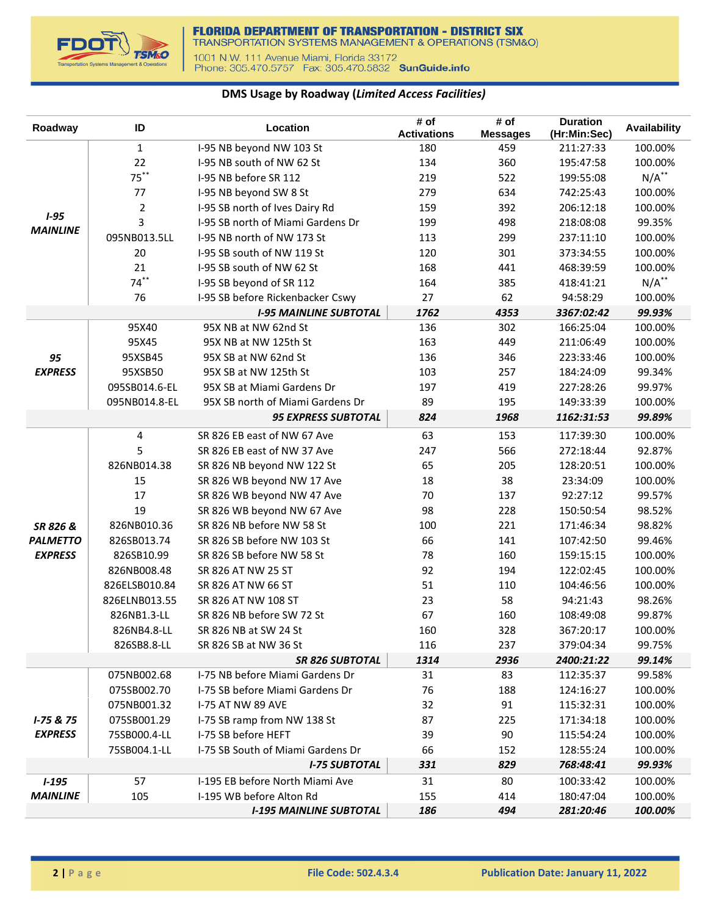FLORIDA DEPARTMENT OF TRANSPORTATION - DISTRICT SIX
TRANSPORTATION SYSTEMS MANAGEMENT & OPERATIONS (TSM&O)
1001 N.W. 111 Avenue Miami, Florida 33172
Phone: 305.470.5757 Fax: 305.470.5832 SunGuide.info

## DMS Usage by Roadway (*Limited Access Facilities*)

| Roadway | ID | Location | # of Activations | # of Messages | Duration (Hr:Min:Sec) | Availability |
|---|---|---|---|---|---|---|
| ***I-95 MAINLINE*** | 1 | I-95 NB beyond NW 103 St | 180 | 459 | 211:27:33 | 100.00% |
| | 22 | I-95 NB south of NW 62 St | 134 | 360 | 195:47:58 | 100.00% |
| | 75** | I-95 NB before SR 112 | 219 | 522 | 199:55:08 | N/A** |
| | 77 | I-95 NB beyond SW 8 St | 279 | 634 | 742:25:43 | 100.00% |
| | 2 | I-95 SB north of Ives Dairy Rd | 159 | 392 | 206:12:18 | 100.00% |
| | 3 | I-95 SB north of Miami Gardens Dr | 199 | 498 | 218:08:08 | 99.35% |
| | 095NB013.5LL | I-95 NB north of NW 173 St | 113 | 299 | 237:11:10 | 100.00% |
| | 20 | I-95 SB south of NW 119 St | 120 | 301 | 373:34:55 | 100.00% |
| | 21 | I-95 SB south of NW 62 St | 168 | 441 | 468:39:59 | 100.00% |
| | 74** | I-95 SB beyond of SR 112 | 164 | 385 | 418:41:21 | N/A** |
| | 76 | I-95 SB before Rickenbacker Cswy | 27 | 62 | 94:58:29 | 100.00% |
| | | ***I-95 MAINLINE SUBTOTAL*** | ***1762*** | ***4353*** | ***3367:02:42*** | ***99.93%*** |
| ***95 EXPRESS*** | 95X40 | 95X NB at NW 62nd St | 136 | 302 | 166:25:04 | 100.00% |
| | 95X45 | 95X NB at NW 125th St | 163 | 449 | 211:06:49 | 100.00% |
| | 95XSB45 | 95X SB at NW 62nd St | 136 | 346 | 223:33:46 | 100.00% |
| | 95XSB50 | 95X SB at NW 125th St | 103 | 257 | 184:24:09 | 99.34% |
| | 095SB014.6-EL | 95X SB at Miami Gardens Dr | 197 | 419 | 227:28:26 | 99.97% |
| | 095NB014.8-EL | 95X SB north of Miami Gardens Dr | 89 | 195 | 149:33:39 | 100.00% |
| | | ***95 EXPRESS SUBTOTAL*** | ***824*** | ***1968*** | ***1162:31:53*** | ***99.89%*** |
| ***SR 826 & PALMETTO EXPRESS*** | 4 | SR 826 EB east of NW 67 Ave | 63 | 153 | 117:39:30 | 100.00% |
| | 5 | SR 826 EB east of NW 37 Ave | 247 | 566 | 272:18:44 | 92.87% |
| | 826NB014.38 | SR 826 NB beyond NW 122 St | 65 | 205 | 128:20:51 | 100.00% |
| | 15 | SR 826 WB beyond NW 17 Ave | 18 | 38 | 23:34:09 | 100.00% |
| | 17 | SR 826 WB beyond NW 47 Ave | 70 | 137 | 92:27:12 | 99.57% |
| | 19 | SR 826 WB beyond NW 67 Ave | 98 | 228 | 150:50:54 | 98.52% |
| | 826NB010.36 | SR 826 NB before NW 58 St | 100 | 221 | 171:46:34 | 98.82% |
| | 826SB013.74 | SR 826 SB before NW 103 St | 66 | 141 | 107:42:50 | 99.46% |
| | 826SB10.99 | SR 826 SB before NW 58 St | 78 | 160 | 159:15:15 | 100.00% |
| | 826NB008.48 | SR 826 AT NW 25 ST | 92 | 194 | 122:02:45 | 100.00% |
| | 826ELSB010.84 | SR 826 AT NW 66 ST | 51 | 110 | 104:46:56 | 100.00% |
| | 826ELNB013.55 | SR 826 AT NW 108 ST | 23 | 58 | 94:21:43 | 98.26% |
| | 826NB1.3-LL | SR 826 NB before SW 72 St | 67 | 160 | 108:49:08 | 99.87% |
| | 826NB4.8-LL | SR 826 NB at SW 24 St | 160 | 328 | 367:20:17 | 100.00% |
| | 826SB8.8-LL | SR 826 SB at NW 36 St | 116 | 237 | 379:04:34 | 99.75% |
| | | ***SR 826 SUBTOTAL*** | ***1314*** | ***2936*** | ***2400:21:22*** | ***99.14%*** |
| ***I-75 & 75 EXPRESS*** | 075NB002.68 | I-75 NB before Miami Gardens Dr | 31 | 83 | 112:35:37 | 99.58% |
| | 075SB002.70 | I-75 SB before Miami Gardens Dr | 76 | 188 | 124:16:27 | 100.00% |
| | 075NB001.32 | I-75 AT NW 89 AVE | 32 | 91 | 115:32:31 | 100.00% |
| | 075SB001.29 | I-75 SB ramp from NW 138 St | 87 | 225 | 171:34:18 | 100.00% |
| | 75SB000.4-LL | I-75 SB before HEFT | 39 | 90 | 115:54:24 | 100.00% |
| | 75SB004.1-LL | I-75 SB South of Miami Gardens Dr | 66 | 152 | 128:55:24 | 100.00% |
| | | ***I-75 SUBTOTAL*** | ***331*** | ***829*** | ***768:48:41*** | ***99.93%*** |
| ***I-195 MAINLINE*** | 57 | I-195 EB before North Miami Ave | 31 | 80 | 100:33:42 | 100.00% |
| | 105 | I-195 WB before Alton Rd | 155 | 414 | 180:47:04 | 100.00% |
| | | ***I-195 MAINLINE SUBTOTAL*** | ***186*** | ***494*** | ***281:20:46*** | ***100.00%*** |

File Code: 502.4.3.4 | Publication Date: January 11, 2022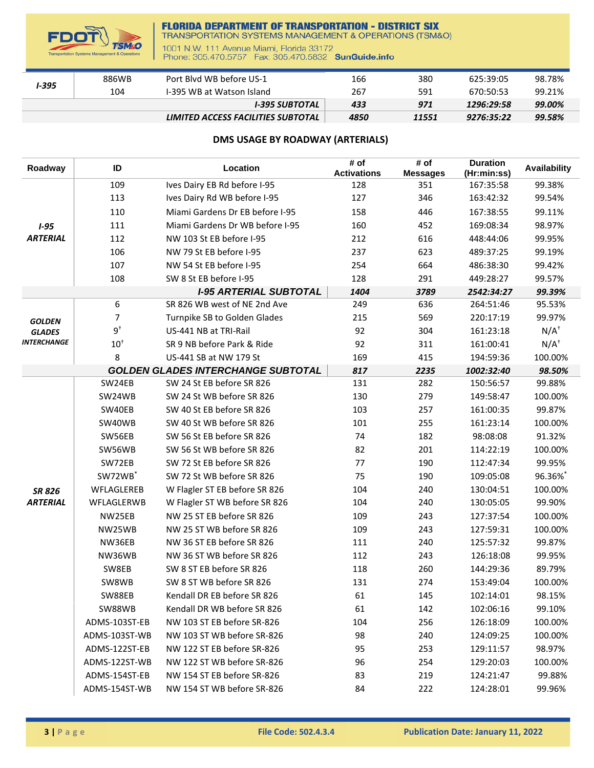| Roadway | ID | Location | # of Activations | # of Messages | Duration (Hr:min:ss) | Availability |
|---|---|---|---|---|---|---|
| *I-395* | 886WB | Port Blvd WB before US-1 | 166 | 380 | 625:39:05 | 98.78% |
| | 104 | I-395 WB at Watson Island | 267 | 591 | 670:50:53 | 99.21% |
| | | ***I-395 SUBTOTAL*** | ***433*** | ***971*** | ***1296:29:58*** | ***99.00%*** |
| | | ***LIMITED ACCESS FACILITIES SUBTOTAL*** | ***4850*** | ***11551*** | ***9276:35:22*** | ***99.58%*** |

## DMS USAGE BY ROADWAY (ARTERIALS)

| Roadway | ID | Location | # of Activations | # of Messages | Duration (Hr:min:ss) | Availability |
|---|---|---|---|---|---|---|
| *I-95 ARTERIAL* | 109 | Ives Dairy EB Rd before I-95 | 128 | 351 | 167:35:58 | 99.38% |
| | 113 | Ives Dairy Rd WB before I-95 | 127 | 346 | 163:42:32 | 99.54% |
| | 110 | Miami Gardens Dr EB before I-95 | 158 | 446 | 167:38:55 | 99.11% |
| | 111 | Miami Gardens Dr WB before I-95 | 160 | 452 | 169:08:34 | 98.97% |
| | 112 | NW 103 St EB before I-95 | 212 | 616 | 448:44:06 | 99.95% |
| | 106 | NW 79 St EB before I-95 | 237 | 623 | 489:37:25 | 99.19% |
| | 107 | NW 54 St EB before I-95 | 254 | 664 | 486:38:30 | 99.42% |
| | 108 | SW 8 St EB before I-95 | 128 | 291 | 449:28:27 | 99.57% |
| | | ***I-95 ARTERIAL SUBTOTAL*** | ***1404*** | ***3789*** | ***2542:34:27*** | ***99.39%*** |
| *GOLDEN GLADES INTERCHANGE* | 6 | SR 826 WB west of NE 2nd Ave | 249 | 636 | 264:51:46 | 95.53% |
| | 7 | Turnpike SB to Golden Glades | 215 | 569 | 220:17:19 | 99.97% |
| | 9† | US-441 NB at TRI-Rail | 92 | 304 | 161:23:18 | N/A† |
| | 10† | SR 9 NB before Park & Ride | 92 | 311 | 161:00:41 | N/A† |
| | 8 | US-441 SB at NW 179 St | 169 | 415 | 194:59:36 | 100.00% |
| | | ***GOLDEN GLADES INTERCHANGE SUBTOTAL*** | ***817*** | ***2235*** | ***1002:32:40*** | ***98.50%*** |
| *SR 826 ARTERIAL* | SW24EB | SW 24 St EB before SR 826 | 131 | 282 | 150:56:57 | 99.88% |
| | SW24WB | SW 24 St WB before SR 826 | 130 | 279 | 149:58:47 | 100.00% |
| | SW40EB | SW 40 St EB before SR 826 | 103 | 257 | 161:00:35 | 99.87% |
| | SW40WB | SW 40 St WB before SR 826 | 101 | 255 | 161:23:14 | 100.00% |
| | SW56EB | SW 56 St EB before SR 826 | 74 | 182 | 98:08:08 | 91.32% |
| | SW56WB | SW 56 St WB before SR 826 | 82 | 201 | 114:22:19 | 100.00% |
| | SW72EB | SW 72 St EB before SR 826 | 77 | 190 | 112:47:34 | 99.95% |
| | SW72WB* | SW 72 St WB before SR 826 | 75 | 190 | 109:05:08 | 96.36%* |
| | WFLAGLEREB | W Flagler ST EB before SR 826 | 104 | 240 | 130:04:51 | 100.00% |
| | WFLAGLERWB | W Flagler ST WB before SR 826 | 104 | 240 | 130:05:05 | 99.90% |
| | NW25EB | NW 25 ST EB before SR 826 | 109 | 243 | 127:37:54 | 100.00% |
| | NW25WB | NW 25 ST WB before SR 826 | 109 | 243 | 127:59:31 | 100.00% |
| | NW36EB | NW 36 ST EB before SR 826 | 111 | 240 | 125:57:32 | 99.87% |
| | NW36WB | NW 36 ST WB before SR 826 | 112 | 243 | 126:18:08 | 99.95% |
| | SW8EB | SW 8 ST EB before SR 826 | 118 | 260 | 144:29:36 | 89.79% |
| | SW8WB | SW 8 ST WB before SR 826 | 131 | 274 | 153:49:04 | 100.00% |
| | SW88EB | Kendall DR EB before SR 826 | 61 | 145 | 102:14:01 | 98.15% |
| | SW88WB | Kendall DR WB before SR 826 | 61 | 142 | 102:06:16 | 99.10% |
| | ADMS-103ST-EB | NW 103 ST EB before SR-826 | 104 | 256 | 126:18:09 | 100.00% |
| | ADMS-103ST-WB | NW 103 ST WB before SR-826 | 98 | 240 | 124:09:25 | 100.00% |
| | ADMS-122ST-EB | NW 122 ST EB before SR-826 | 95 | 253 | 129:11:57 | 98.97% |
| | ADMS-122ST-WB | NW 122 ST WB before SR-826 | 96 | 254 | 129:20:03 | 100.00% |
| | ADMS-154ST-EB | NW 154 ST EB before SR-826 | 83 | 219 | 124:21:47 | 99.88% |
| | ADMS-154ST-WB | NW 154 ST WB before SR-826 | 84 | 222 | 124:28:01 | 99.96% |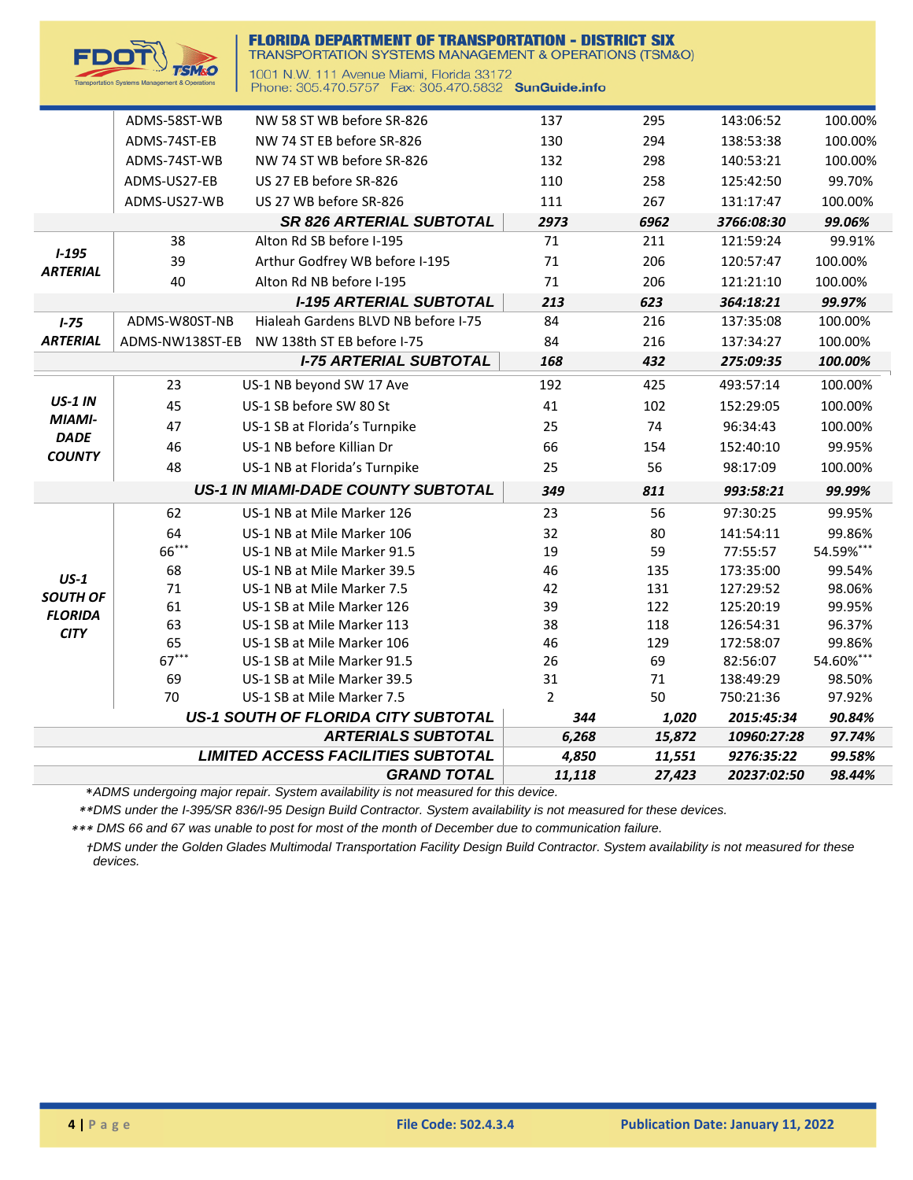| | | | | | | |
|---|---|---|---|---|---|---|
| | ADMS-58ST-WB | NW 58 ST WB before SR-826 | 137 | 295 | 143:06:52 | 100.00% |
| | ADMS-74ST-EB | NW 74 ST EB before SR-826 | 130 | 294 | 138:53:38 | 100.00% |
| | ADMS-74ST-WB | NW 74 ST WB before SR-826 | 132 | 298 | 140:53:21 | 100.00% |
| | ADMS-US27-EB | US 27 EB before SR-826 | 110 | 258 | 125:42:50 | 99.70% |
| | ADMS-US27-WB | US 27 WB before SR-826 | 111 | 267 | 131:17:47 | 100.00% |
| | | ***SR 826 ARTERIAL SUBTOTAL*** | ***2973*** | ***6962*** | ***3766:08:30*** | ***99.06%*** |
| ***I-195 ARTERIAL*** | 38 | Alton Rd SB before I-195 | 71 | 211 | 121:59:24 | 99.91% |
| | 39 | Arthur Godfrey WB before I-195 | 71 | 206 | 120:57:47 | 100.00% |
| | 40 | Alton Rd NB before I-195 | 71 | 206 | 121:21:10 | 100.00% |
| | | ***I-195 ARTERIAL SUBTOTAL*** | ***213*** | ***623*** | ***364:18:21*** | ***99.97%*** |
| ***I-75 ARTERIAL*** | ADMS-W80ST-NB | Hialeah Gardens BLVD NB before I-75 | 84 | 216 | 137:35:08 | 100.00% |
| | ADMS-NW138ST-EB | NW 138th ST EB before I-75 | 84 | 216 | 137:34:27 | 100.00% |
| | | ***I-75 ARTERIAL SUBTOTAL*** | ***168*** | ***432*** | ***275:09:35*** | ***100.00%*** |
| ***US-1 IN MIAMI-DADE COUNTY*** | 23 | US-1 NB beyond SW 17 Ave | 192 | 425 | 493:57:14 | 100.00% |
| | 45 | US-1 SB before SW 80 St | 41 | 102 | 152:29:05 | 100.00% |
| | 47 | US-1 SB at Florida's Turnpike | 25 | 74 | 96:34:43 | 100.00% |
| | 46 | US-1 NB before Killian Dr | 66 | 154 | 152:40:10 | 99.95% |
| | 48 | US-1 NB at Florida's Turnpike | 25 | 56 | 98:17:09 | 100.00% |
| | | ***US-1 IN MIAMI-DADE COUNTY SUBTOTAL*** | ***349*** | ***811*** | ***993:58:21*** | ***99.99%*** |
| ***US-1 SOUTH OF FLORIDA CITY*** | 62 | US-1 NB at Mile Marker 126 | 23 | 56 | 97:30:25 | 99.95% |
| | 64 | US-1 NB at Mile Marker 106 | 32 | 80 | 141:54:11 | 99.86% |
| | 66*** | US-1 NB at Mile Marker 91.5 | 19 | 59 | 77:55:57 | 54.59%*** |
| | 68 | US-1 NB at Mile Marker 39.5 | 46 | 135 | 173:35:00 | 99.54% |
| | 71 | US-1 NB at Mile Marker 7.5 | 42 | 131 | 127:29:52 | 98.06% |
| | 61 | US-1 SB at Mile Marker 126 | 39 | 122 | 125:20:19 | 99.95% |
| | 63 | US-1 SB at Mile Marker 113 | 38 | 118 | 126:54:31 | 96.37% |
| | 65 | US-1 SB at Mile Marker 106 | 46 | 129 | 172:58:07 | 99.86% |
| | 67*** | US-1 SB at Mile Marker 91.5 | 26 | 69 | 82:56:07 | 54.60%*** |
| | 69 | US-1 SB at Mile Marker 39.5 | 31 | 71 | 138:49:29 | 98.50% |
| | 70 | US-1 SB at Mile Marker 7.5 | 2 | 50 | 750:21:36 | 97.92% |
| | | ***US-1 SOUTH OF FLORIDA CITY SUBTOTAL*** | ***344*** | ***1,020*** | ***2015:45:34*** | ***90.84%*** |
| | | ***ARTERIALS SUBTOTAL*** | ***6,268*** | ***15,872*** | ***10960:27:28*** | ***97.74%*** |
| | | ***LIMITED ACCESS FACILITIES SUBTOTAL*** | ***4,850*** | ***11,551*** | ***9276:35:22*** | ***99.58%*** |
| | | ***GRAND TOTAL*** | ***11,118*** | ***27,423*** | ***20237:02:50*** | ***98.44%*** |

*∗ADMS undergoing major repair. System availability is not measured for this device.*

*∗∗DMS under the I-395/SR 836/I-95 Design Build Contractor. System availability is not measured for these devices.*

*∗∗∗ DMS 66 and 67 was unable to post for most of the month of December due to communication failure.*

*†DMS under the Golden Glades Multimodal Transportation Facility Design Build Contractor. System availability is not measured for these devices.*